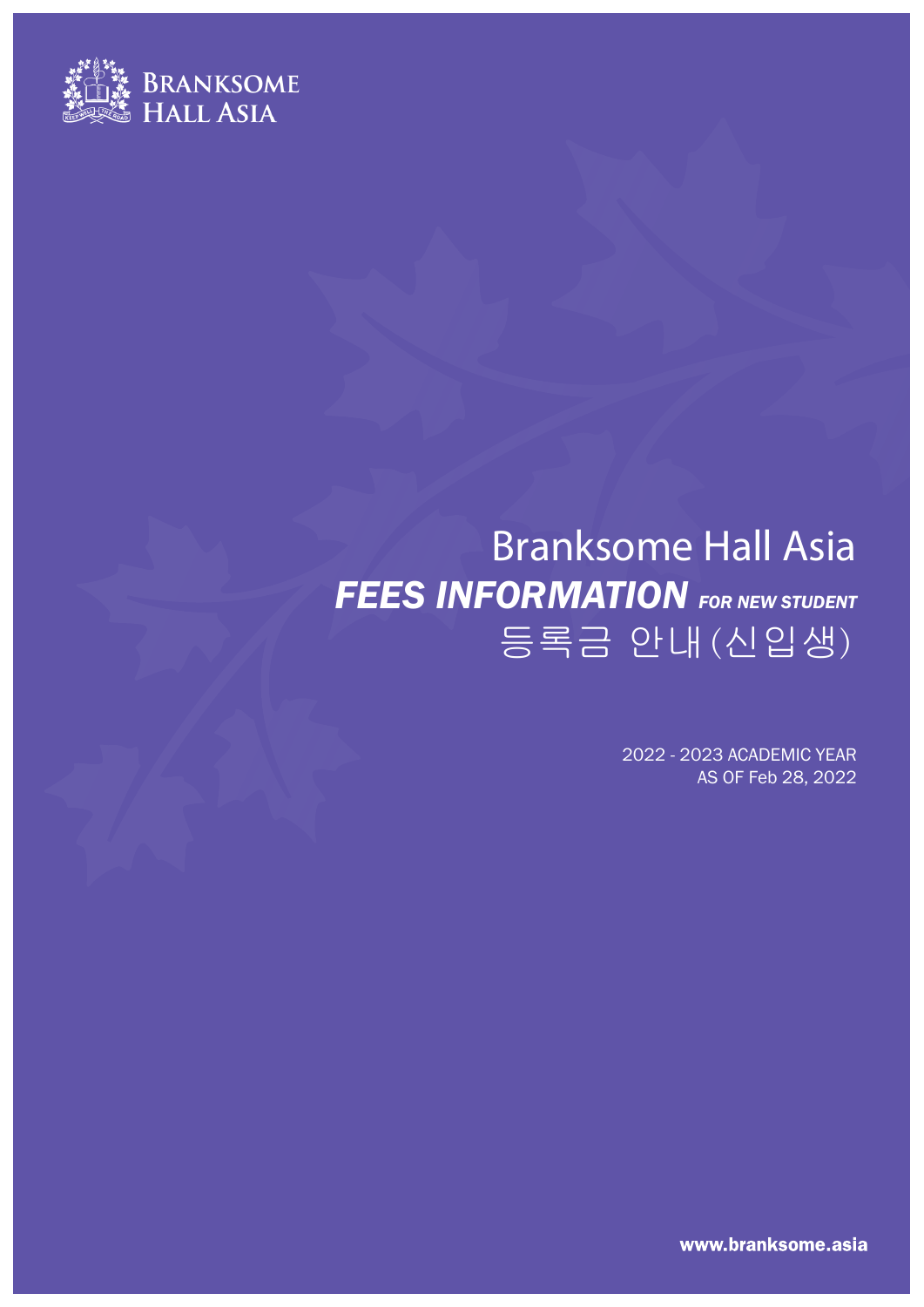BRANKSOME HALL ASIA

# Branksome Hall Asia

## *FEES INFORMATION* *FOR NEW STUDENT*

## 등록금 안내(신입생)

2022 - 2023 ACADEMIC YEAR
AS OF Feb 28, 2022

www.branksome.asia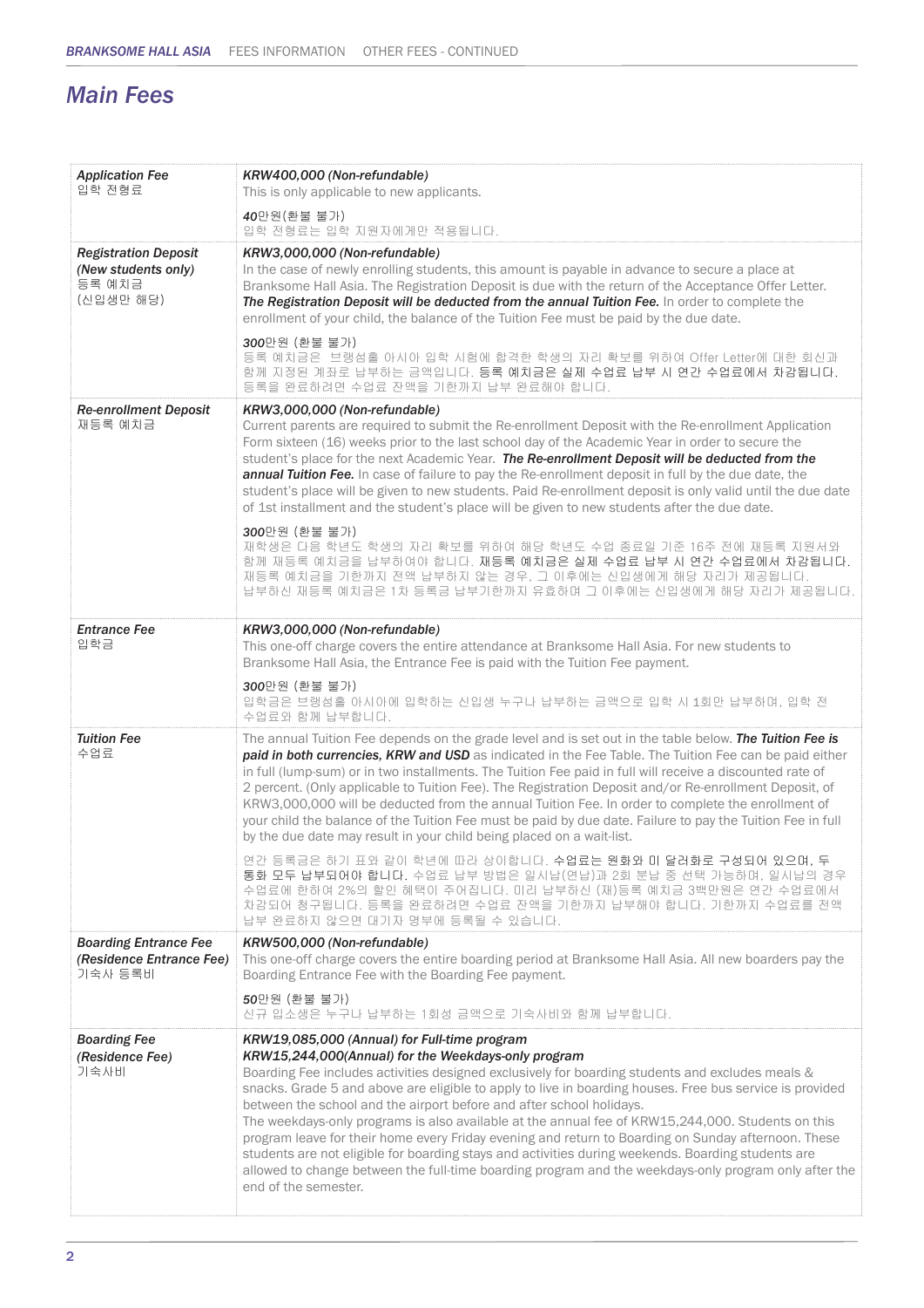## Main Fees

| | |
|---|---|
| ***Application Fee***<br>입학 전형료 | ***KRW400,000 (Non-refundable)***<br>This is only applicable to new applicants.<br><br>*40*만원(환불 불가)<br>입학 전형료는 입학 지원자에게만 적용됩니다. |
| ***Registration Deposit (New students only)***<br>등록 예치금<br>(신입생만 해당) | ***KRW3,000,000 (Non-refundable)***<br>In the case of newly enrolling students, this amount is payable in advance to secure a place at Branksome Hall Asia. The Registration Deposit is due with the return of the Acceptance Offer Letter. ***The Registration Deposit will be deducted from the annual Tuition Fee.*** In order to complete the enrollment of your child, the balance of the Tuition Fee must be paid by the due date.<br><br>*300*만원 (환불 불가)<br>등록 예치금은 브랭섬홀 아시아 입학 시험에 합격한 학생의 자리 확보를 위하여 Offer Letter에 대한 회신과 함께 지정된 계좌로 납부하는 금액입니다. 등록 예치금은 실제 수업료 납부 시 연간 수업료에서 차감됩니다. 등록을 완료하려면 수업료 잔액을 기한까지 납부 완료해야 합니다. |
| ***Re-enrollment Deposit***<br>재등록 예치금 | ***KRW3,000,000 (Non-refundable)***<br>Current parents are required to submit the Re-enrollment Deposit with the Re-enrollment Application Form sixteen (16) weeks prior to the last school day of the Academic Year in order to secure the student's place for the next Academic Year. ***The Re-enrollment Deposit will be deducted from the annual Tuition Fee.*** In case of failure to pay the Re-enrollment deposit in full by the due date, the student's place will be given to new students. Paid Re-enrollment deposit is only valid until the due date of 1st installment and the student's place will be given to new students after the due date.<br><br>*300*만원 (환불 불가)<br>재학생은 다음 학년도 학생의 자리 확보를 위하여 해당 학년도 수업 종료일 기준 16주 전에 재등록 지원서와 함께 재등록 예치금을 납부하여야 합니다. 재등록 예치금은 실제 수업료 납부 시 연간 수업료에서 차감됩니다. 재등록 예치금을 기한까지 전액 납부하지 않는 경우, 그 이후에는 신입생에게 해당 자리가 제공됩니다. 납부하신 재등록 예치금은 1차 등록금 납부기한까지 유효하며 그 이후에는 신입생에게 해당 자리가 제공됩니다. |
| ***Entrance Fee***<br>입학금 | ***KRW3,000,000 (Non-refundable)***<br>This one-off charge covers the entire attendance at Branksome Hall Asia. For new students to Branksome Hall Asia, the Entrance Fee is paid with the Tuition Fee payment.<br><br>*300*만원 (환불 불가)<br>입학금은 브랭섬홀 아시아에 입학하는 신입생 누구나 납부하는 금액으로 입학 시 1회만 납부하며, 입학 전 수업료와 함께 납부합니다. |
| ***Tuition Fee***<br>수업료 | The annual Tuition Fee depends on the grade level and is set out in the table below. ***The Tuition Fee is paid in both currencies, KRW and USD*** as indicated in the Fee Table. The Tuition Fee can be paid either in full (lump-sum) or in two installments. The Tuition Fee paid in full will receive a discounted rate of 2 percent. (Only applicable to Tuition Fee). The Registration Deposit and/or Re-enrollment Deposit, of KRW3,000,000 will be deducted from the annual Tuition Fee. In order to complete the enrollment of your child the balance of the Tuition Fee must be paid by due date. Failure to pay the Tuition Fee in full by the due date may result in your child being placed on a wait-list.<br><br>연간 등록금은 하기 표와 같이 학년에 따라 상이합니다. 수업료는 원화와 미 달러화로 구성되어 있으며, 두 통화 모두 납부되어야 합니다. 수업료 납부 방법은 일시납(연납)과 2회 분납 중 선택 가능하며, 일시납의 경우 수업료에 한하여 2%의 할인 혜택이 주어집니다. 미리 납부하신 (재)등록 예치금 3백만원은 연간 수업료에서 차감되어 청구됩니다. 등록을 완료하려면 수업료 잔액을 기한까지 납부해야 합니다. 기한까지 수업료를 전액 납부 완료하지 않으면 대기자 명부에 등록될 수 있습니다. |
| ***Boarding Entrance Fee (Residence Entrance Fee)***<br>기숙사 등록비 | ***KRW500,000 (Non-refundable)***<br>This one-off charge covers the entire boarding period at Branksome Hall Asia. All new boarders pay the Boarding Entrance Fee with the Boarding Fee payment.<br><br>*50*만원 (환불 불가)<br>신규 입소생은 누구나 납부하는 1회성 금액으로 기숙사비와 함께 납부합니다. |
| ***Boarding Fee (Residence Fee)***<br>기숙사비 | ***KRW19,085,000 (Annual) for Full-time program***<br>***KRW15,244,000(Annual) for the Weekdays-only program***<br>Boarding Fee includes activities designed exclusively for boarding students and excludes meals & snacks. Grade 5 and above are eligible to apply to live in boarding houses. Free bus service is provided between the school and the airport before and after school holidays.<br>The weekdays-only programs is also available at the annual fee of KRW15,244,000. Students on this program leave for their home every Friday evening and return to Boarding on Sunday afternoon. These students are not eligible for boarding stays and activities during weekends. Boarding students are allowed to change between the full-time boarding program and the weekdays-only program only after the end of the semester. |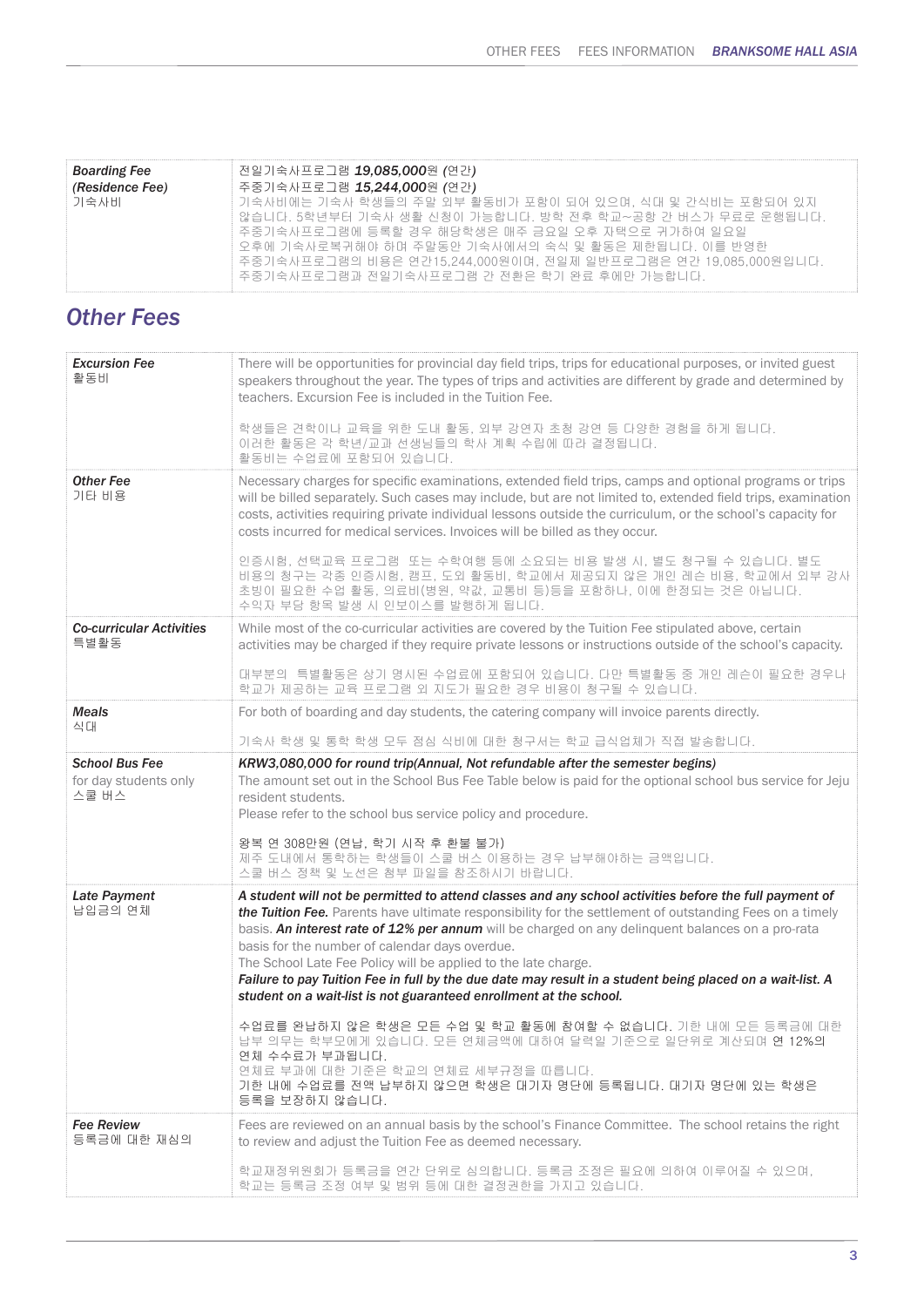| | |
|---|---|
| ***Boarding Fee*** <br> ***(Residence Fee)*** <br> 기숙사비 | *전일기숙사프로그램* ***19,085,000****원 (연간)* <br> *주중기숙사프로그램* ***15,244,000****원 (연간)* <br> 기숙사비에는 기숙사 학생들의 주말 외부 활동비가 포함이 되어 있으며, 식대 및 간식비는 포함되어 있지 않습니다. 5학년부터 기숙사 생활 신청이 가능합니다. 방학 전후 학교~공항 간 버스가 무료로 운행됩니다. 주중기숙사프로그램에 등록할 경우 해당학생은 매주 금요일 오후 자택으로 귀가하여 일요일 오후에 기숙사로복귀해야 하며 주말동안 기숙사에서의 숙식 및 활동은 제한됩니다. 이를 반영한 주중기숙사프로그램의 비용은 연간15,244,000원이며, 전일제 일반프로그램은 연간 19,085,000원입니다. 주중기숙사프로그램과 전일기숙사프로그램 간 전환은 학기 완료 후에만 가능합니다. |

## *Other Fees*

| | |
|---|---|
| ***Excursion Fee*** <br> 활동비 | There will be opportunities for provincial day field trips, trips for educational purposes, or invited guest speakers throughout the year. The types of trips and activities are different by grade and determined by teachers. Excursion Fee is included in the Tuition Fee. <br><br> 학생들은 견학이나 교육을 위한 도내 활동, 외부 강연자 초청 강연 등 다양한 경험을 하게 됩니다. 이러한 활동은 각 학년/교과 선생님들의 학사 계획 수립에 따라 결정됩니다. 활동비는 수업료에 포함되어 있습니다. |
| ***Other Fee*** <br> 기타 비용 | Necessary charges for specific examinations, extended field trips, camps and optional programs or trips will be billed separately. Such cases may include, but are not limited to, extended field trips, examination costs, activities requiring private individual lessons outside the curriculum, or the school's capacity for costs incurred for medical services. Invoices will be billed as they occur. <br><br> 인증시험, 선택교육 프로그램 또는 수학여행 등에 소요되는 비용 발생 시, 별도 청구될 수 있습니다. 별도 비용의 청구는 각종 인증시험, 캠프, 도외 활동비, 학교에서 제공되지 않은 개인 레슨 비용, 학교에서 외부 강사 초빙이 필요한 수업 활동, 의료비(병원, 약값, 교통비 등)등을 포함하나, 이에 한정되는 것은 아닙니다. 수익자 부담 항목 발생 시 인보이스를 발행하게 됩니다. |
| ***Co-curricular Activities*** <br> 특별활동 | While most of the co-curricular activities are covered by the Tuition Fee stipulated above, certain activities may be charged if they require private lessons or instructions outside of the school's capacity. <br><br> 대부분의 특별활동은 상기 명시된 수업료에 포함되어 있습니다. 다만 특별활동 중 개인 레슨이 필요한 경우나 학교가 제공하는 교육 프로그램 외 지도가 필요한 경우 비용이 청구될 수 있습니다. |
| ***Meals*** <br> 식대 | For both of boarding and day students, the catering company will invoice parents directly. <br><br> 기숙사 학생 및 통학 학생 모두 점심 식비에 대한 청구서는 학교 급식업체가 직접 발송합니다. |
| ***School Bus Fee*** <br> for day students only <br> 스쿨 버스 | ***KRW3,080,000 for round trip(Annual, Not refundable after the semester begins)*** <br> The amount set out in the School Bus Fee Table below is paid for the optional school bus service for Jeju resident students. <br> Please refer to the school bus service policy and procedure. <br><br> 왕복 연 308만원 (연납, 학기 시작 후 환불 불가) <br> 제주 도내에서 통학하는 학생들이 스쿨 버스 이용하는 경우 납부해야하는 금액입니다. <br> 스쿨 버스 정책 및 노선은 첨부 파일을 참조하시기 바랍니다. |
| ***Late Payment*** <br> 납입금의 연체 | ***A student will not be permitted to attend classes and any school activities before the full payment of the Tuition Fee.*** Parents have ultimate responsibility for the settlement of outstanding Fees on a timely basis. ***An interest rate of 12% per annum*** will be charged on any delinquent balances on a pro-rata basis for the number of calendar days overdue. <br> The School Late Fee Policy will be applied to the late charge. <br> ***Failure to pay Tuition Fee in full by the due date may result in a student being placed on a wait-list. A student on a wait-list is not guaranteed enrollment at the school.*** <br><br> 수업료를 완납하지 않은 학생은 모든 수업 및 학교 활동에 참여할 수 없습니다. 기한 내에 모든 등록금에 대한 납부 의무는 학부모에게 있습니다. 모든 연체금액에 대하여 달력일 기준으로 일단위로 계산되며 연 12%의 연체 수수료가 부과됩니다. <br> 연체료 부과에 대한 기준은 학교의 연체료 세부규정을 따릅니다. <br> 기한 내에 수업료를 전액 납부하지 않으면 학생은 대기자 명단에 등록됩니다. 대기자 명단에 있는 학생은 등록을 보장하지 않습니다. |
| ***Fee Review*** <br> 등록금에 대한 재심의 | Fees are reviewed on an annual basis by the school's Finance Committee. The school retains the right to review and adjust the Tuition Fee as deemed necessary. <br><br> 학교재정위원회가 등록금을 연간 단위로 심의합니다. 등록금 조정은 필요에 의하여 이루어질 수 있으며, 학교는 등록금 조정 여부 및 범위 등에 대한 결정권한을 가지고 있습니다. |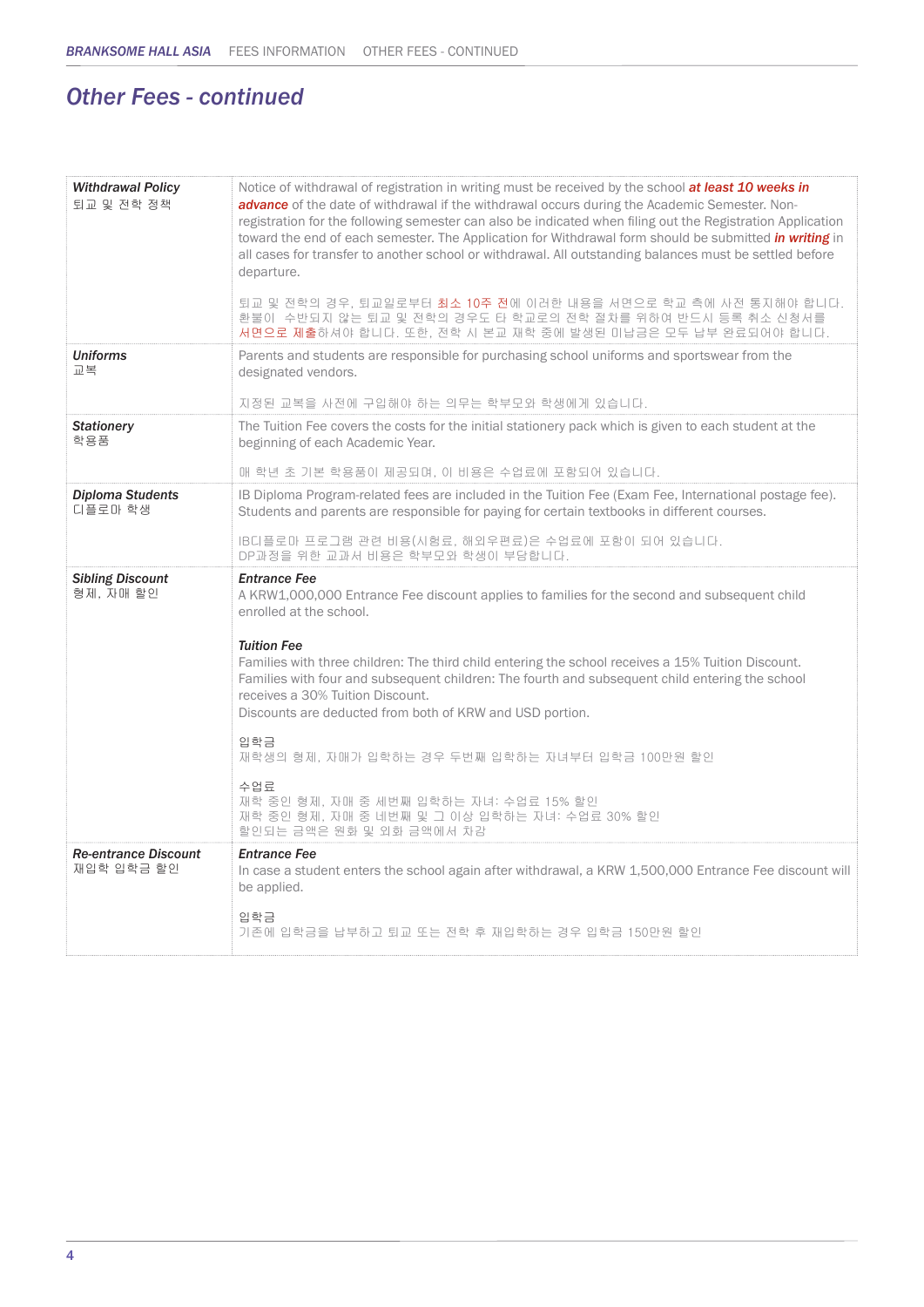## Other Fees - continued

| | |
|---|---|
| ***Withdrawal Policy***<br>퇴교 및 전학 정책 | Notice of withdrawal of registration in writing must be received by the school ***at least 10 weeks in advance*** of the date of withdrawal if the withdrawal occurs during the Academic Semester. Non-registration for the following semester can also be indicated when filing out the Registration Application toward the end of each semester. The Application for Withdrawal form should be submitted ***in writing*** in all cases for transfer to another school or withdrawal. All outstanding balances must be settled before departure.<br><br>퇴교 및 전학의 경우, 퇴교일로부터 최소 10주 전에 이러한 내용을 서면으로 학교 측에 사전 통지해야 합니다. 환불이 수반되지 않는 퇴교 및 전학의 경우도 타 학교로의 전학 절차를 위하여 반드시 등록 취소 신청서를 서면으로 제출하셔야 합니다. 또한, 전학 시 본교 재학 중에 발생된 미납금은 모두 납부 완료되어야 합니다. |
| ***Uniforms***<br>교복 | Parents and students are responsible for purchasing school uniforms and sportswear from the designated vendors.<br><br>지정된 교복을 사전에 구입해야 하는 의무는 학부모와 학생에게 있습니다. |
| ***Stationery***<br>학용품 | The Tuition Fee covers the costs for the initial stationery pack which is given to each student at the beginning of each Academic Year.<br><br>매 학년 초 기본 학용품이 제공되며, 이 비용은 수업료에 포함되어 있습니다. |
| ***Diploma Students***<br>디플로마 학생 | IB Diploma Program-related fees are included in the Tuition Fee (Exam Fee, International postage fee). Students and parents are responsible for paying for certain textbooks in different courses.<br><br>IB디플로마 프로그램 관련 비용(시험료, 해외우편료)은 수업료에 포함이 되어 있습니다.<br>DP과정을 위한 교과서 비용은 학부모와 학생이 부담합니다. |
| ***Sibling Discount***<br>형제, 자매 할인 | ***Entrance Fee***<br>A KRW1,000,000 Entrance Fee discount applies to families for the second and subsequent child enrolled at the school.<br><br>***Tuition Fee***<br>Families with three children: The third child entering the school receives a 15% Tuition Discount.<br>Families with four and subsequent children: The fourth and subsequent child entering the school receives a 30% Tuition Discount.<br>Discounts are deducted from both of KRW and USD portion.<br><br>입학금<br>재학생의 형제, 자매가 입학하는 경우 두번째 입학하는 자녀부터 입학금 100만원 할인<br><br>수업료<br>재학 중인 형제, 자매 중 세번째 입학하는 자녀: 수업료 15% 할인<br>재학 중인 형제, 자매 중 네번째 및 그 이상 입학하는 자녀: 수업료 30% 할인<br>할인되는 금액은 원화 및 외화 금액에서 차감 |
| ***Re-entrance Discount***<br>재입학 입학금 할인 | ***Entrance Fee***<br>In case a student enters the school again after withdrawal, a KRW 1,500,000 Entrance Fee discount will be applied.<br><br>입학금<br>기존에 입학금을 납부하고 퇴교 또는 전학 후 재입학하는 경우 입학금 150만원 할인 |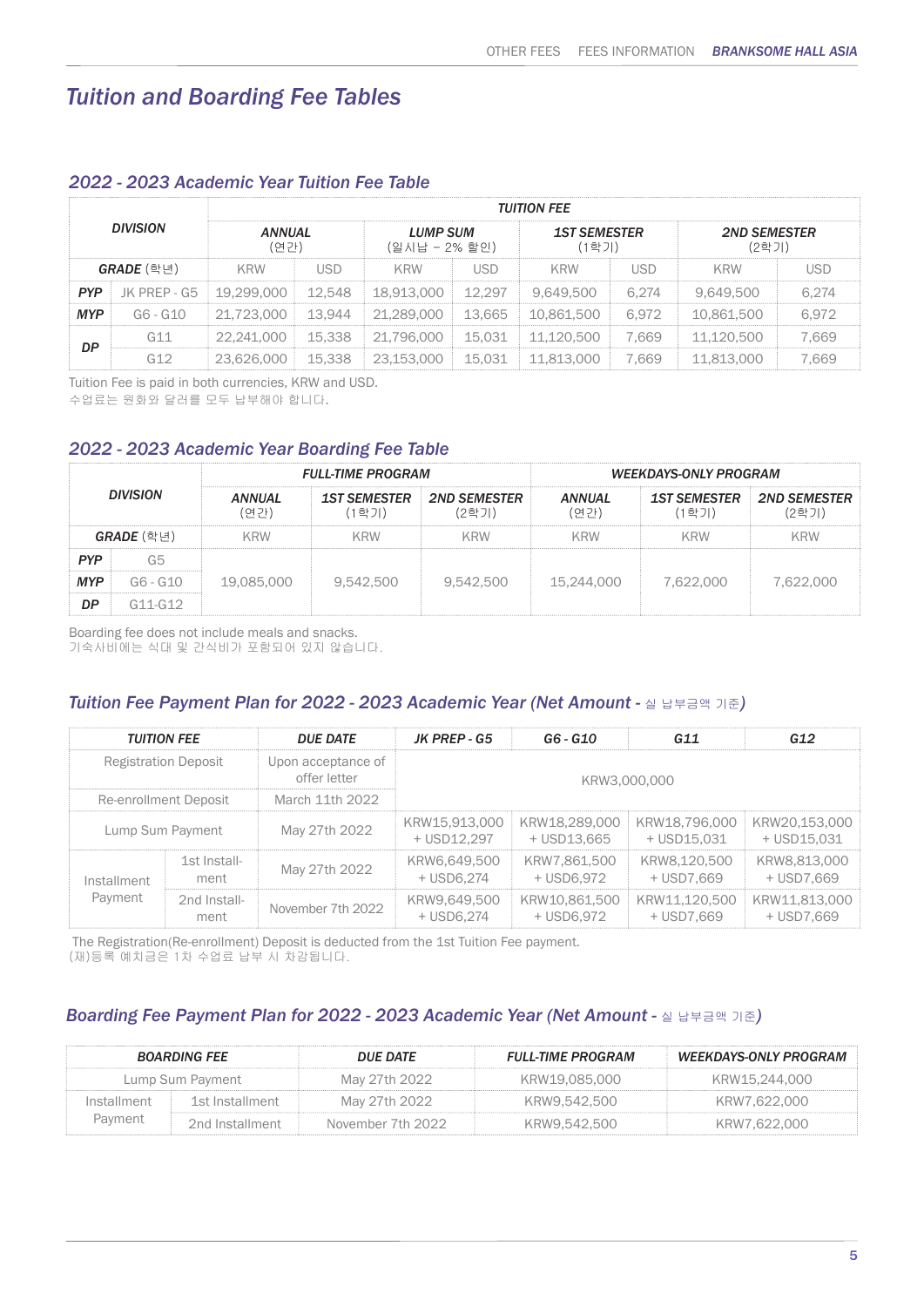# Tuition and Boarding Fee Tables

## 2022 - 2023 Academic Year Tuition Fee Table

| DIVISION | | TUITION FEE | | | | | | | |
|---|---|---|---|---|---|---|---|---|---|
| | | ANNUAL (연간) | | LUMP SUM (일시납 – 2% 할인) | | 1ST SEMESTER (1학기) | | 2ND SEMESTER (2학기) | |
| GRADE (학년) | | KRW | USD | KRW | USD | KRW | USD | KRW | USD |
| PYP | JK PREP - G5 | 19,299,000 | 12,548 | 18,913,000 | 12,297 | 9,649,500 | 6,274 | 9,649,500 | 6,274 |
| MYP | G6 - G10 | 21,723,000 | 13,944 | 21,289,000 | 13,665 | 10,861,500 | 6,972 | 10,861,500 | 6,972 |
| DP | G11 | 22,241,000 | 15,338 | 21,796,000 | 15,031 | 11,120,500 | 7,669 | 11,120,500 | 7,669 |
| | G12 | 23,626,000 | 15,338 | 23,153,000 | 15,031 | 11,813,000 | 7,669 | 11,813,000 | 7,669 |

Tuition Fee is paid in both currencies, KRW and USD.
수업료는 원화와 달러를 모두 납부해야 합니다.

## 2022 - 2023 Academic Year Boarding Fee Table

| DIVISION | | FULL-TIME PROGRAM | | | WEEKDAYS-ONLY PROGRAM | | |
|---|---|---|---|---|---|---|---|
| | | ANNUAL (연간) | 1ST SEMESTER (1학기) | 2ND SEMESTER (2학기) | ANNUAL (연간) | 1ST SEMESTER (1학기) | 2ND SEMESTER (2학기) |
| GRADE (학년) | | KRW | KRW | KRW | KRW | KRW | KRW |
| PYP | G5 | 19,085,000 | 9,542,500 | 9,542,500 | 15,244,000 | 7,622,000 | 7,622,000 |
| MYP | G6 - G10 | | | | | | |
| DP | G11-G12 | | | | | | |

Boarding fee does not include meals and snacks.
기숙사비에는 식대 및 간식비가 포함되어 있지 않습니다.

## Tuition Fee Payment Plan for 2022 - 2023 Academic Year (Net Amount - 실 납부금액 기준)

| TUITION FEE | | DUE DATE | JK PREP - G5 | G6 - G10 | G11 | G12 |
|---|---|---|---|---|---|---|
| Registration Deposit | | Upon acceptance of offer letter | KRW3,000,000 | | | |
| Re-enrollment Deposit | | March 11th 2022 | | | | |
| Lump Sum Payment | | May 27th 2022 | KRW15,913,000 + USD12,297 | KRW18,289,000 + USD13,665 | KRW18,796,000 + USD15,031 | KRW20,153,000 + USD15,031 |
| Installment Payment | 1st Installment | May 27th 2022 | KRW6,649,500 + USD6,274 | KRW7,861,500 + USD6,972 | KRW8,120,500 + USD7,669 | KRW8,813,000 + USD7,669 |
| | 2nd Installment | November 7th 2022 | KRW9,649,500 + USD6,274 | KRW10,861,500 + USD6,972 | KRW11,120,500 + USD7,669 | KRW11,813,000 + USD7,669 |

The Registration(Re-enrollment) Deposit is deducted from the 1st Tuition Fee payment.
(재)등록 예치금은 1차 수업료 납부 시 차감됩니다.

## Boarding Fee Payment Plan for 2022 - 2023 Academic Year (Net Amount - 실 납부금액 기준)

| BOARDING FEE | | DUE DATE | FULL-TIME PROGRAM | WEEKDAYS-ONLY PROGRAM |
|---|---|---|---|---|
| Lump Sum Payment | | May 27th 2022 | KRW19,085,000 | KRW15,244,000 |
| Installment Payment | 1st Installment | May 27th 2022 | KRW9,542,500 | KRW7,622,000 |
| | 2nd Installment | November 7th 2022 | KRW9,542,500 | KRW7,622,000 |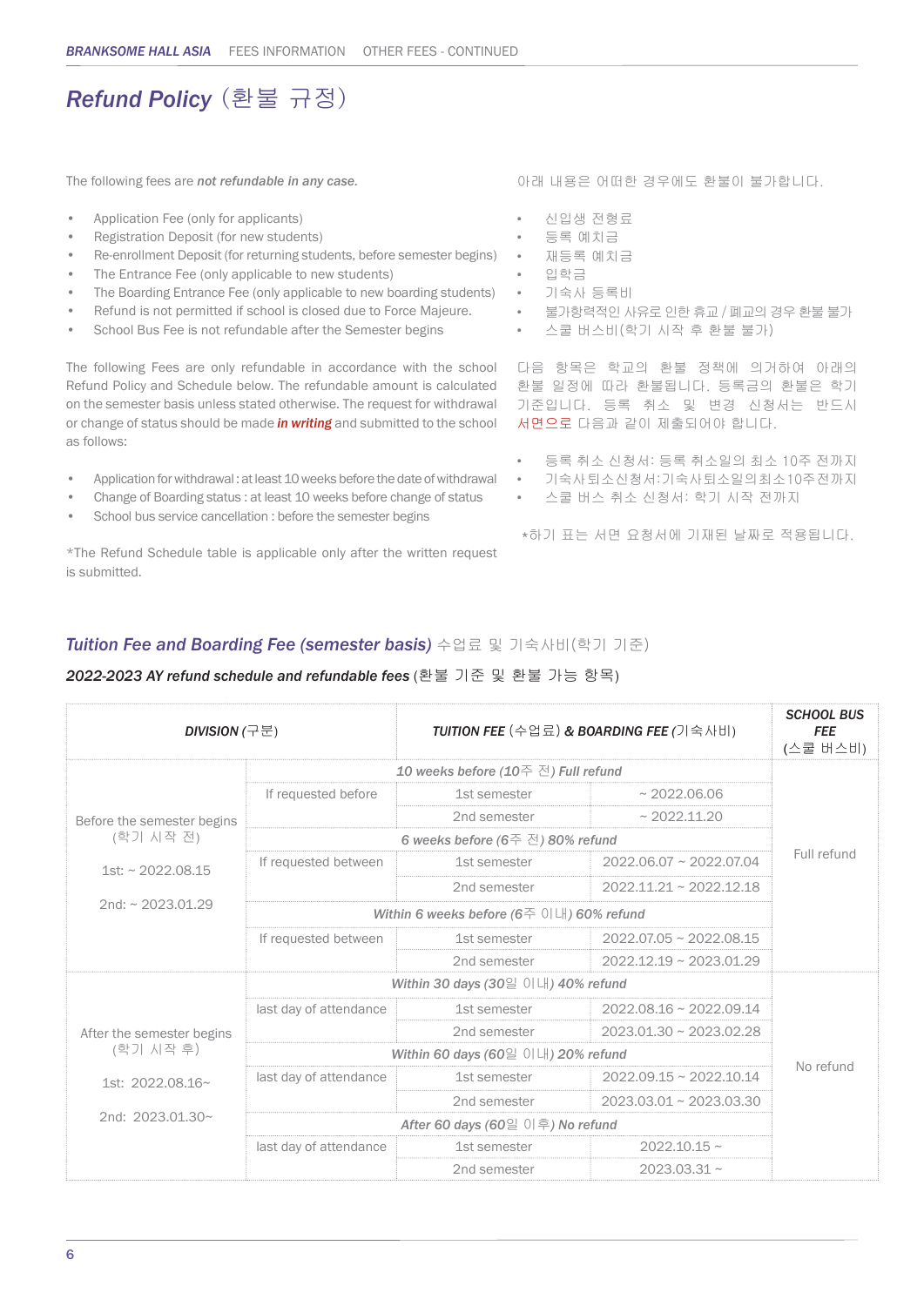# *Refund Policy* (환불 규정)

The following fees are ***not refundable in any case.***

- Application Fee (only for applicants)
- Registration Deposit (for new students)
- Re-enrollment Deposit (for returning students, before semester begins)
- The Entrance Fee (only applicable to new students)
- The Boarding Entrance Fee (only applicable to new boarding students)
- Refund is not permitted if school is closed due to Force Majeure.
- School Bus Fee is not refundable after the Semester begins

아래 내용은 어떠한 경우에도 환불이 불가합니다.

- 신입생 전형료
- 등록 예치금
- 재등록 예치금
- 입학금
- 기숙사 등록비
- 불가항력적인 사유로 인한 휴교 / 폐교의 경우 환불 불가
- 스쿨 버스비(학기 시작 후 환불 불가)

The following Fees are only refundable in accordance with the school Refund Policy and Schedule below. The refundable amount is calculated on the semester basis unless stated otherwise. The request for withdrawal or change of status should be made ***in writing*** and submitted to the school as follows:

- Application for withdrawal : at least 10 weeks before the date of withdrawal
- Change of Boarding status : at least 10 weeks before change of status
- School bus service cancellation : before the semester begins

*The Refund Schedule table is applicable only after the written request is submitted.

다음 항목은 학교의 환불 정책에 의거하여 아래의 환불 일정에 따라 환불됩니다. 등록금의 환불은 학기 기준입니다. 등록 취소 및 변경 신청서는 반드시 서면으로 다음과 같이 제출되어야 합니다.

- 등록 취소 신청서: 등록 취소일의 최소 10주 전까지
- 기숙사 퇴소 신청서: 기숙사 퇴소일의 최소 10주 전까지
- 스쿨 버스 취소 신청서: 학기 시작 전까지

*하기 표는 서면 요청서에 기재된 날짜로 적용됩니다.

## *Tuition Fee and Boarding Fee (semester basis)* 수업료 및 기숙사비(학기 기준)

***2022-2023 AY refund schedule and refundable fees*** (환불 기준 및 환불 가능 항목)

| ***DIVISION*** (구분) | ***TUITION FEE*** (수업료) ***& BOARDING FEE*** (기숙사비) | | | ***SCHOOL BUS FEE*** (스쿨 버스비) |
|---|---|---|---|---|
| Before the semester begins (학기 시작 전)<br><br>1st: ~ 2022.08.15<br><br>2nd: ~ 2023.01.29 | ***10 weeks before (10주 전) Full refund*** | | | Full refund |
| | If requested before | 1st semester | ~ 2022.06.06 | |
| | | 2nd semester | ~ 2022.11.20 | |
| | ***6 weeks before (6주 전) 80% refund*** | | | |
| | If requested between | 1st semester | 2022.06.07 ~ 2022.07.04 | |
| | | 2nd semester | 2022.11.21 ~ 2022.12.18 | |
| | ***Within 6 weeks before (6주 이내) 60% refund*** | | | |
| | If requested between | 1st semester | 2022.07.05 ~ 2022.08.15 | |
| | | 2nd semester | 2022.12.19 ~ 2023.01.29 | |
| After the semester begins (학기 시작 후)<br><br>1st: 2022.08.16~<br><br>2nd: 2023.01.30~ | ***Within 30 days (30일 이내) 40% refund*** | | | No refund |
| | last day of attendance | 1st semester | 2022.08.16 ~ 2022.09.14 | |
| | | 2nd semester | 2023.01.30 ~ 2023.02.28 | |
| | ***Within 60 days (60일 이내) 20% refund*** | | | |
| | last day of attendance | 1st semester | 2022.09.15 ~ 2022.10.14 | |
| | | 2nd semester | 2023.03.01 ~ 2023.03.30 | |
| | ***After 60 days (60일 이후) No refund*** | | | |
| | last day of attendance | 1st semester | 2022.10.15 ~ | |
| | | 2nd semester | 2023.03.31 ~ | |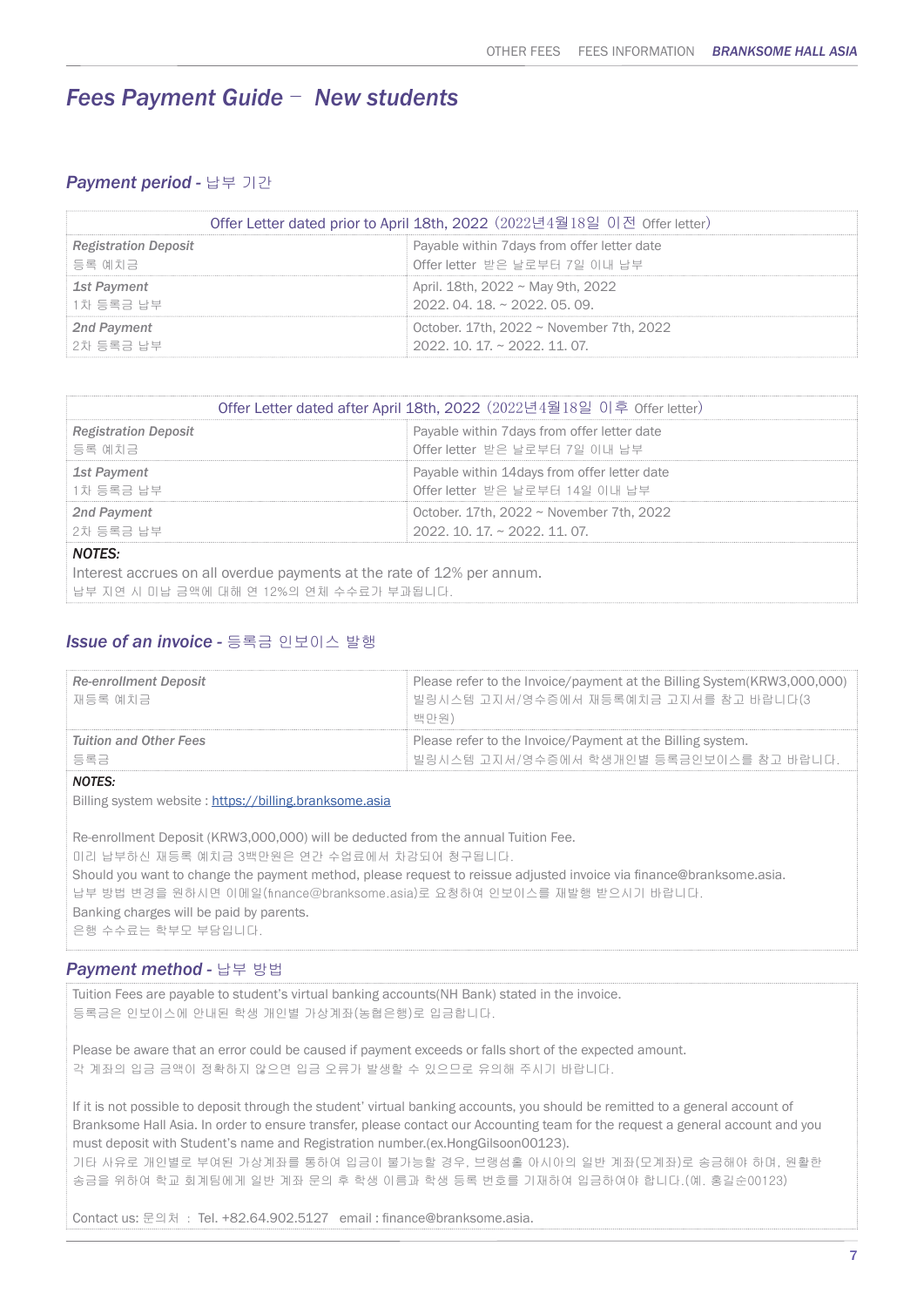## Fees Payment Guide – New students

### Payment period - 납부 기간

| Offer Letter dated prior to April 18th, 2022 (2022년4월18일 이전 Offer letter) | |
|---|---|
| *Registration Deposit*<br>등록 예치금 | Payable within 7days from offer letter date<br>Offer letter 받은 날로부터 7일 이내 납부 |
| *1st Payment*<br>1차 등록금 납부 | April. 18th, 2022 ~ May 9th, 2022<br>2022. 04. 18. ~ 2022. 05. 09. |
| *2nd Payment*<br>2차 등록금 납부 | October. 17th, 2022 ~ November 7th, 2022<br>2022. 10. 17. ~ 2022. 11. 07. |

| Offer Letter dated after April 18th, 2022 (2022년4월18일 이후 Offer letter) | |
|---|---|
| *Registration Deposit*<br>등록 예치금 | Payable within 7days from offer letter date<br>Offer letter 받은 날로부터 7일 이내 납부 |
| *1st Payment*<br>1차 등록금 납부 | Payable within 14days from offer letter date<br>Offer letter 받은 날로부터 14일 이내 납부 |
| *2nd Payment*<br>2차 등록금 납부 | October. 17th, 2022 ~ November 7th, 2022<br>2022. 10. 17. ~ 2022. 11. 07. |

***NOTES:***

Interest accrues on all overdue payments at the rate of 12% per annum.
납부 지연 시 미납 금액에 대해 연 12%의 연체 수수료가 부과됩니다.

### Issue of an invoice - 등록금 인보이스 발행

| *Re-enrollment Deposit*<br>재등록 예치금 | Please refer to the Invoice/payment at the Billing System(KRW3,000,000)<br>빌링시스템 고지서/영수증에서 재등록예치금 고지서를 참고 바랍니다(3백만원) |
|---|---|
| *Tuition and Other Fees*<br>등록금 | Please refer to the Invoice/Payment at the Billing system.<br>빌링시스템 고지서/영수증에서 학생개인별 등록금인보이스를 참고 바랍니다. |

***NOTES:***

Billing system website : https://billing.branksome.asia

Re-enrollment Deposit (KRW3,000,000) will be deducted from the annual Tuition Fee.
미리 납부하신 재등록 예치금 3백만원은 연간 수업료에서 차감되어 청구됩니다.
Should you want to change the payment method, please request to reissue adjusted invoice via finance@branksome.asia.
납부 방법 변경을 원하시면 이메일(finance@branksome.asia)로 요청하여 인보이스를 재발행 받으시기 바랍니다.
Banking charges will be paid by parents.
은행 수수료는 학부모 부담입니다.

### Payment method - 납부 방법

Tuition Fees are payable to student's virtual banking accounts(NH Bank) stated in the invoice.
등록금은 인보이스에 안내된 학생 개인별 가상계좌(농협은행)로 입금합니다.

Please be aware that an error could be caused if payment exceeds or falls short of the expected amount.
각 계좌의 입금 금액이 정확하지 않으면 입금 오류가 발생할 수 있으므로 유의해 주시기 바랍니다.

If it is not possible to deposit through the student' virtual banking accounts, you should be remitted to a general account of Branksome Hall Asia. In order to ensure transfer, please contact our Accounting team for the request a general account and you must deposit with Student's name and Registration number.(ex.HongGilsoon00123).
기타 사유로 개인별로 부여된 가상계좌를 통하여 입금이 불가능할 경우, 브랭섬홀 아시아의 일반 계좌(모계좌)로 송금해야 하며, 원활한 송금을 위하여 학교 회계팀에게 일반 계좌 문의 후 학생 이름과 학생 등록 번호를 기재하여 입금하여야 합니다.(예. 홍길순00123)

Contact us: 문의처 : Tel. +82.64.902.5127 email : finance@branksome.asia.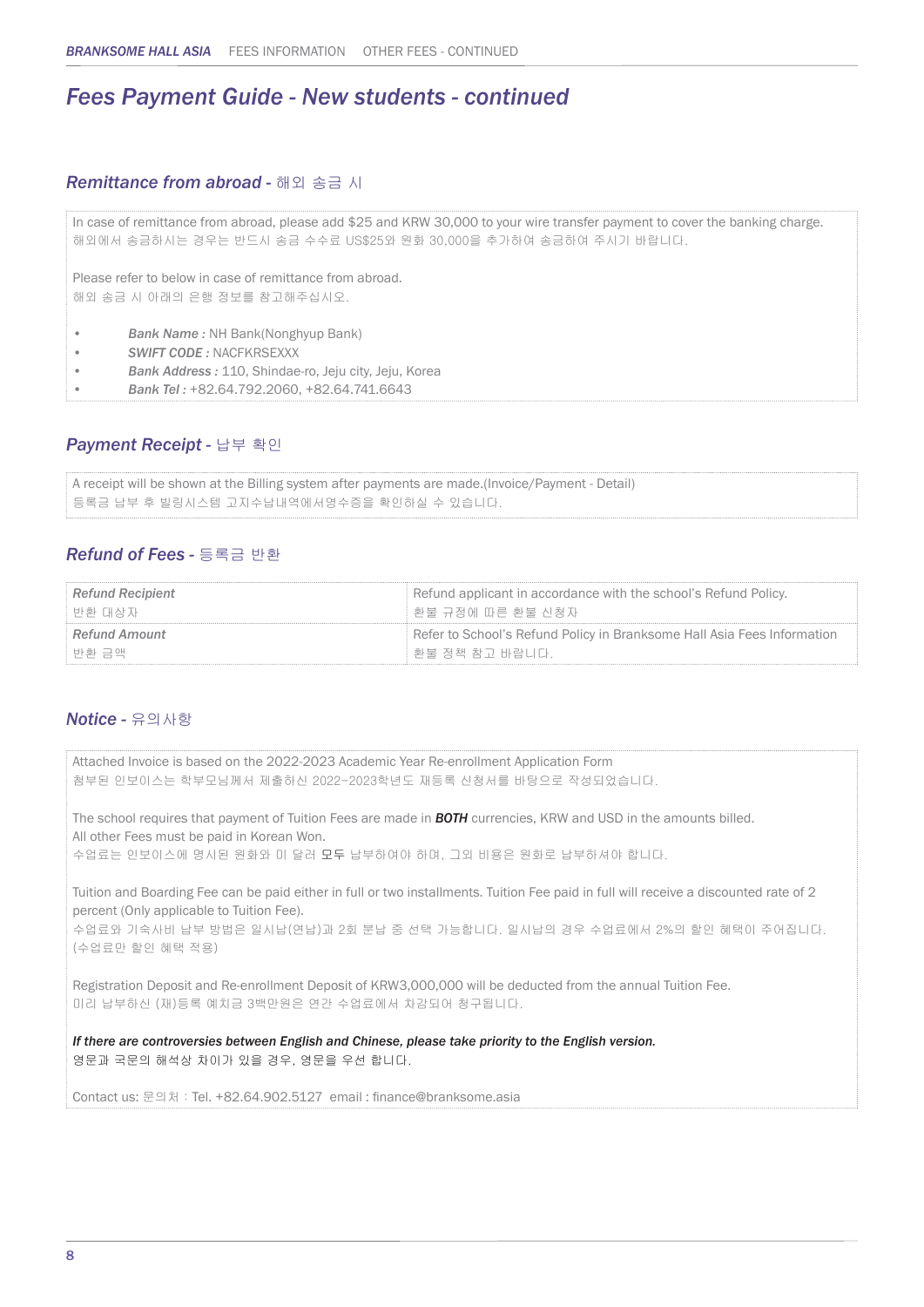# Fees Payment Guide - New students - continued

## Remittance from abroad - 해외 송금 시

In case of remittance from abroad, please add $25 and KRW 30,000 to your wire transfer payment to cover the banking charge.
해외에서 송금하시는 경우는 반드시 송금 수수료 US$25와 원화 30,000을 추가하여 송금하여 주시기 바랍니다.

Please refer to below in case of remittance from abroad.
해외 송금 시 아래의 은행 정보를 참고해주십시오.

- ***Bank Name :*** NH Bank(Nonghyup Bank)
- ***SWIFT CODE :*** NACFKRSEXXX
- ***Bank Address :*** 110, Shindae-ro, Jeju city, Jeju, Korea
- ***Bank Tel :*** +82.64.792.2060, +82.64.741.6643

## Payment Receipt - 납부 확인

A receipt will be shown at the Billing system after payments are made.(Invoice/Payment - Detail)
등록금 납부 후 빌링시스템 고지수납내역에서영수증을 확인하실 수 있습니다.

## Refund of Fees - 등록금 반환

| | |
|---|---|
| ***Refund Recipient*** 반환 대상자 | Refund applicant in accordance with the school's Refund Policy. 환불 규정에 따른 환불 신청자 |
| ***Refund Amount*** 반환 금액 | Refer to School's Refund Policy in Branksome Hall Asia Fees Information 환불 정책 참고 바랍니다. |

## Notice - 유의사항

Attached Invoice is based on the 2022-2023 Academic Year Re-enrollment Application Form
첨부된 인보이스는 학부모님께서 제출하신 2022-2023학년도 재등록 신청서를 바탕으로 작성되었습니다.

The school requires that payment of Tuition Fees are made in ***BOTH*** currencies, KRW and USD in the amounts billed.
All other Fees must be paid in Korean Won.
수업료는 인보이스에 명시된 원화와 미 달러 **모두** 납부하여야 하며, 그외 비용은 원화로 납부하셔야 합니다.

Tuition and Boarding Fee can be paid either in full or two installments. Tuition Fee paid in full will receive a discounted rate of 2 percent (Only applicable to Tuition Fee).
수업료와 기숙사비 납부 방법은 일시납(연납)과 2회 분납 중 선택 가능합니다. 일시납의 경우 수업료에서 2%의 할인 혜택이 주어집니다.
(수업료만 할인 혜택 적용)

Registration Deposit and Re-enrollment Deposit of KRW3,000,000 will be deducted from the annual Tuition Fee.
미리 납부하신 (재)등록 예치금 3백만원은 연간 수업료에서 차감되어 청구됩니다.

***If there are controversies between English and Chinese, please take priority to the English version.***
영문과 국문의 해석상 차이가 있을 경우, 영문을 우선 합니다.

Contact us: 문의처 : Tel. +82.64.902.5127 email : finance@branksome.asia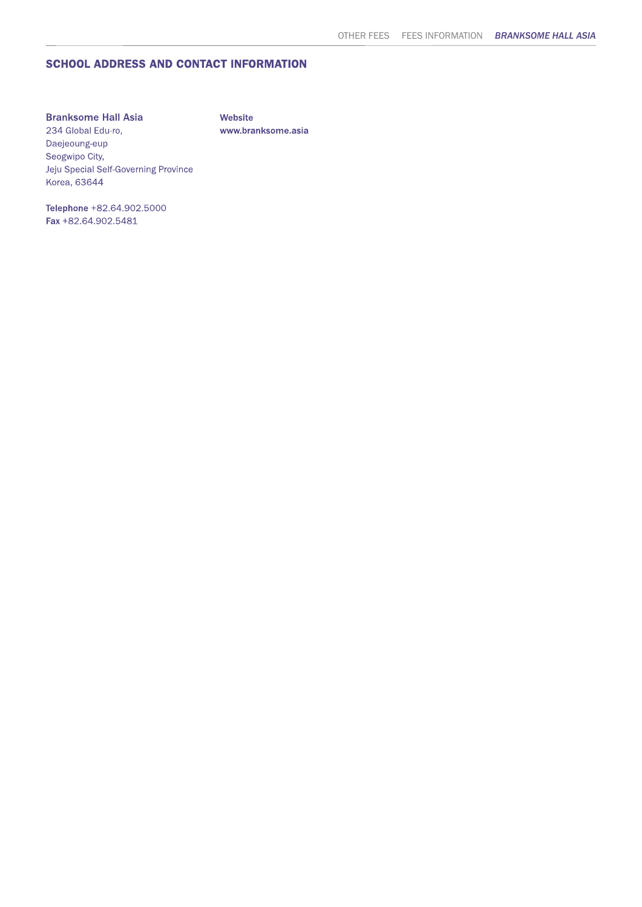## SCHOOL ADDRESS AND CONTACT INFORMATION

**Branksome Hall Asia**
234 Global Edu-ro,
Daejeoung-eup
Seogwipo City,
Jeju Special Self-Governing Province
Korea, 63644

**Telephone** +82.64.902.5000
**Fax** +82.64.902.5481

**Website**
**www.branksome.asia**